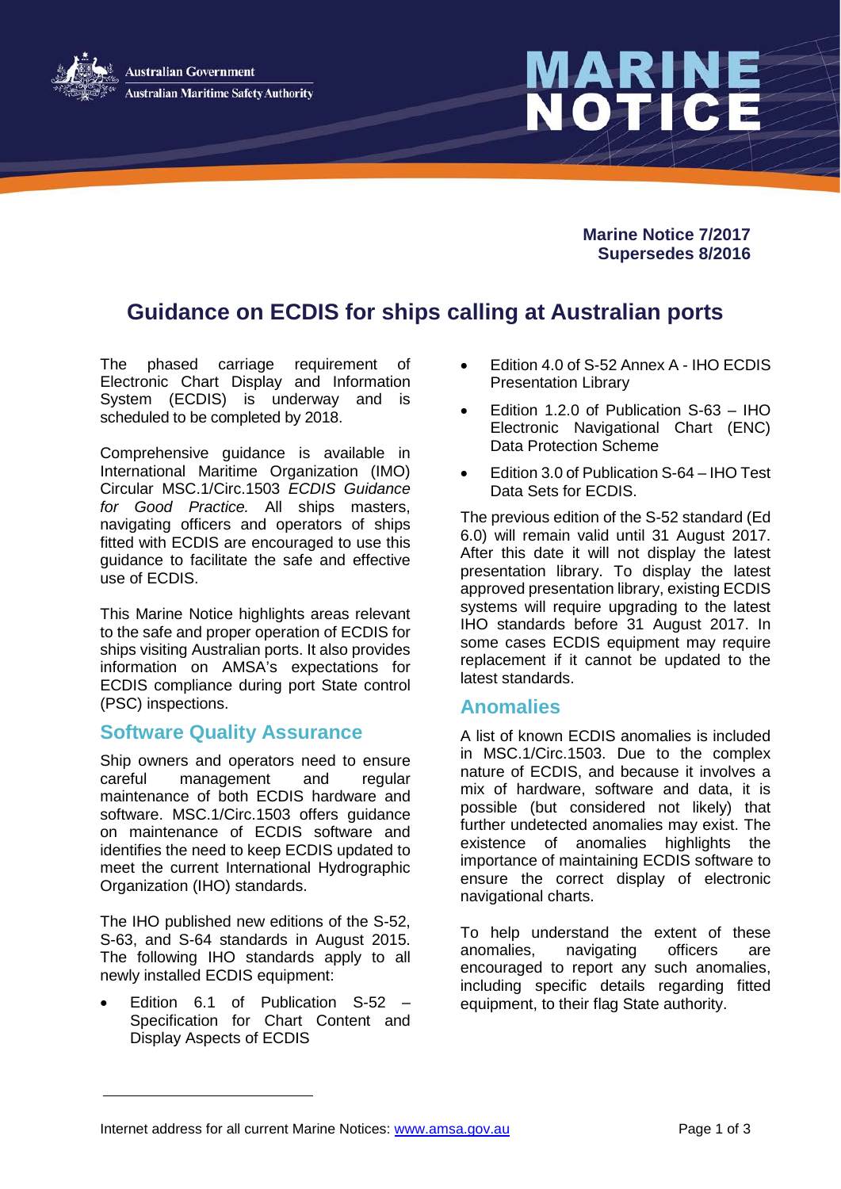Australian Government
Australian Maritime Safety Authority

# MARINE NOTICE

**Marine Notice 7/2017**
**Supersedes 8/2016**

# Guidance on ECDIS for ships calling at Australian ports

The phased carriage requirement of Electronic Chart Display and Information System (ECDIS) is underway and is scheduled to be completed by 2018.

Comprehensive guidance is available in International Maritime Organization (IMO) Circular MSC.1/Circ.1503 *ECDIS Guidance for Good Practice.* All ships masters, navigating officers and operators of ships fitted with ECDIS are encouraged to use this guidance to facilitate the safe and effective use of ECDIS.

This Marine Notice highlights areas relevant to the safe and proper operation of ECDIS for ships visiting Australian ports. It also provides information on AMSA's expectations for ECDIS compliance during port State control (PSC) inspections.

## Software Quality Assurance

Ship owners and operators need to ensure careful management and regular maintenance of both ECDIS hardware and software. MSC.1/Circ.1503 offers guidance on maintenance of ECDIS software and identifies the need to keep ECDIS updated to meet the current International Hydrographic Organization (IHO) standards.

The IHO published new editions of the S-52, S-63, and S-64 standards in August 2015. The following IHO standards apply to all newly installed ECDIS equipment:

- Edition 6.1 of Publication S-52 – Specification for Chart Content and Display Aspects of ECDIS
- Edition 4.0 of S-52 Annex A - IHO ECDIS Presentation Library
- Edition 1.2.0 of Publication S-63 – IHO Electronic Navigational Chart (ENC) Data Protection Scheme
- Edition 3.0 of Publication S-64 – IHO Test Data Sets for ECDIS.

The previous edition of the S-52 standard (Ed 6.0) will remain valid until 31 August 2017. After this date it will not display the latest presentation library. To display the latest approved presentation library, existing ECDIS systems will require upgrading to the latest IHO standards before 31 August 2017. In some cases ECDIS equipment may require replacement if it cannot be updated to the latest standards.

## Anomalies

A list of known ECDIS anomalies is included in MSC.1/Circ.1503. Due to the complex nature of ECDIS, and because it involves a mix of hardware, software and data, it is possible (but considered not likely) that further undetected anomalies may exist. The existence of anomalies highlights the importance of maintaining ECDIS software to ensure the correct display of electronic navigational charts.

To help understand the extent of these anomalies, navigating officers are encouraged to report any such anomalies, including specific details regarding fitted equipment, to their flag State authority.

Internet address for all current Marine Notices: www.amsa.gov.au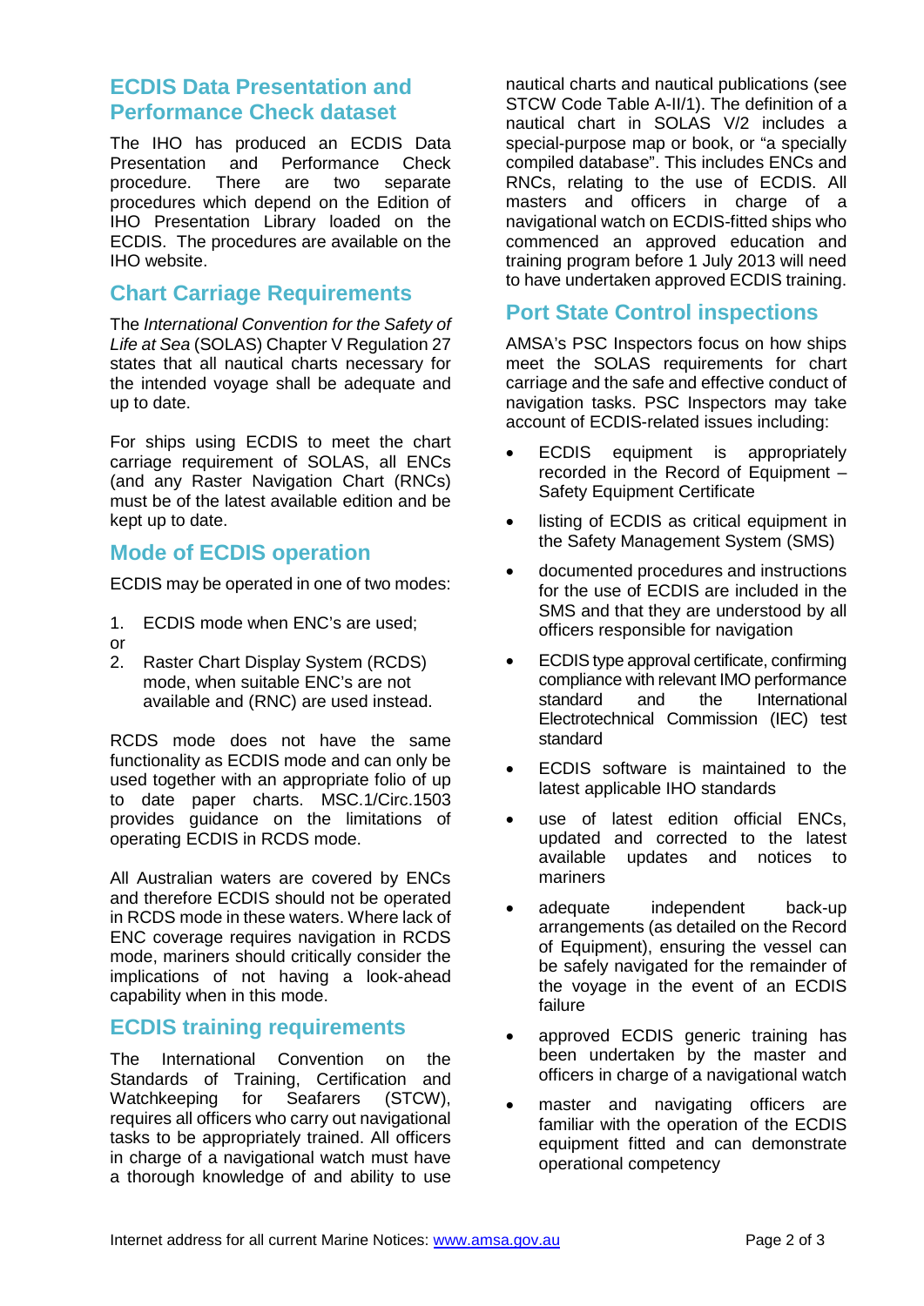## ECDIS Data Presentation and Performance Check dataset

The IHO has produced an ECDIS Data Presentation and Performance Check procedure. There are two separate procedures which depend on the Edition of IHO Presentation Library loaded on the ECDIS. The procedures are available on the IHO website.

## Chart Carriage Requirements

The *International Convention for the Safety of Life at Sea* (SOLAS) Chapter V Regulation 27 states that all nautical charts necessary for the intended voyage shall be adequate and up to date.

For ships using ECDIS to meet the chart carriage requirement of SOLAS, all ENCs (and any Raster Navigation Chart (RNCs) must be of the latest available edition and be kept up to date.

## Mode of ECDIS operation

ECDIS may be operated in one of two modes:

1. ECDIS mode when ENC's are used;

or

2. Raster Chart Display System (RCDS) mode, when suitable ENC's are not available and (RNC) are used instead.

RCDS mode does not have the same functionality as ECDIS mode and can only be used together with an appropriate folio of up to date paper charts. MSC.1/Circ.1503 provides guidance on the limitations of operating ECDIS in RCDS mode.

All Australian waters are covered by ENCs and therefore ECDIS should not be operated in RCDS mode in these waters. Where lack of ENC coverage requires navigation in RCDS mode, mariners should critically consider the implications of not having a look-ahead capability when in this mode.

## ECDIS training requirements

The International Convention on the Standards of Training, Certification and Watchkeeping for Seafarers (STCW), requires all officers who carry out navigational tasks to be appropriately trained. All officers in charge of a navigational watch must have a thorough knowledge of and ability to use nautical charts and nautical publications (see STCW Code Table A-II/1). The definition of a nautical chart in SOLAS V/2 includes a special-purpose map or book, or "a specially compiled database". This includes ENCs and RNCs, relating to the use of ECDIS. All masters and officers in charge of a navigational watch on ECDIS-fitted ships who commenced an approved education and training program before 1 July 2013 will need to have undertaken approved ECDIS training.

## Port State Control inspections

AMSA's PSC Inspectors focus on how ships meet the SOLAS requirements for chart carriage and the safe and effective conduct of navigation tasks. PSC Inspectors may take account of ECDIS-related issues including:

- ECDIS equipment is appropriately recorded in the Record of Equipment – Safety Equipment Certificate
- listing of ECDIS as critical equipment in the Safety Management System (SMS)
- documented procedures and instructions for the use of ECDIS are included in the SMS and that they are understood by all officers responsible for navigation
- ECDIS type approval certificate, confirming compliance with relevant IMO performance standard and the International Electrotechnical Commission (IEC) test standard
- ECDIS software is maintained to the latest applicable IHO standards
- use of latest edition official ENCs, updated and corrected to the latest available updates and notices to mariners
- adequate independent back-up arrangements (as detailed on the Record of Equipment), ensuring the vessel can be safely navigated for the remainder of the voyage in the event of an ECDIS failure
- approved ECDIS generic training has been undertaken by the master and officers in charge of a navigational watch
- master and navigating officers are familiar with the operation of the ECDIS equipment fitted and can demonstrate operational competency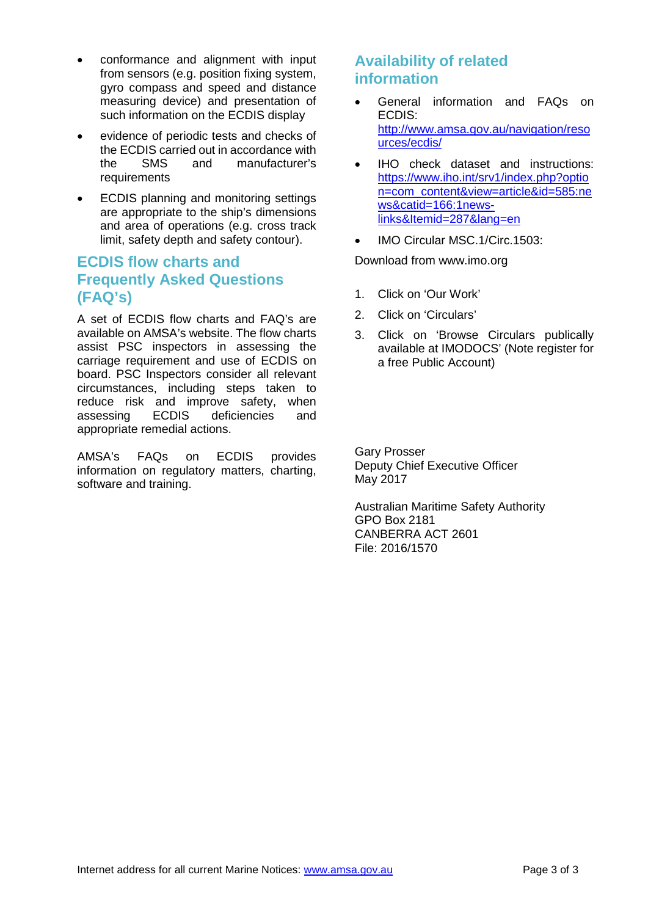- conformance and alignment with input from sensors (e.g. position fixing system, gyro compass and speed and distance measuring device) and presentation of such information on the ECDIS display
- evidence of periodic tests and checks of the ECDIS carried out in accordance with the SMS and manufacturer's requirements
- ECDIS planning and monitoring settings are appropriate to the ship's dimensions and area of operations (e.g. cross track limit, safety depth and safety contour).

## ECDIS flow charts and Frequently Asked Questions (FAQ's)

A set of ECDIS flow charts and FAQ's are available on AMSA's website. The flow charts assist PSC inspectors in assessing the carriage requirement and use of ECDIS on board. PSC Inspectors consider all relevant circumstances, including steps taken to reduce risk and improve safety, when assessing ECDIS deficiencies and appropriate remedial actions.

AMSA's FAQs on ECDIS provides information on regulatory matters, charting, software and training.

## Availability of related information

- General information and FAQs on ECDIS: http://www.amsa.gov.au/navigation/resources/ecdis/
- IHO check dataset and instructions: https://www.iho.int/srv1/index.php?option=com_content&view=article&id=585:news&catid=166:1news-links&Itemid=287&lang=en
- IMO Circular MSC.1/Circ.1503:

Download from www.imo.org

1. Click on 'Our Work'
2. Click on 'Circulars'
3. Click on 'Browse Circulars publically available at IMODOCS' (Note register for a free Public Account)

Gary Prosser
Deputy Chief Executive Officer
May 2017

Australian Maritime Safety Authority
GPO Box 2181
CANBERRA ACT 2601
File: 2016/1570

Internet address for all current Marine Notices: www.amsa.gov.au